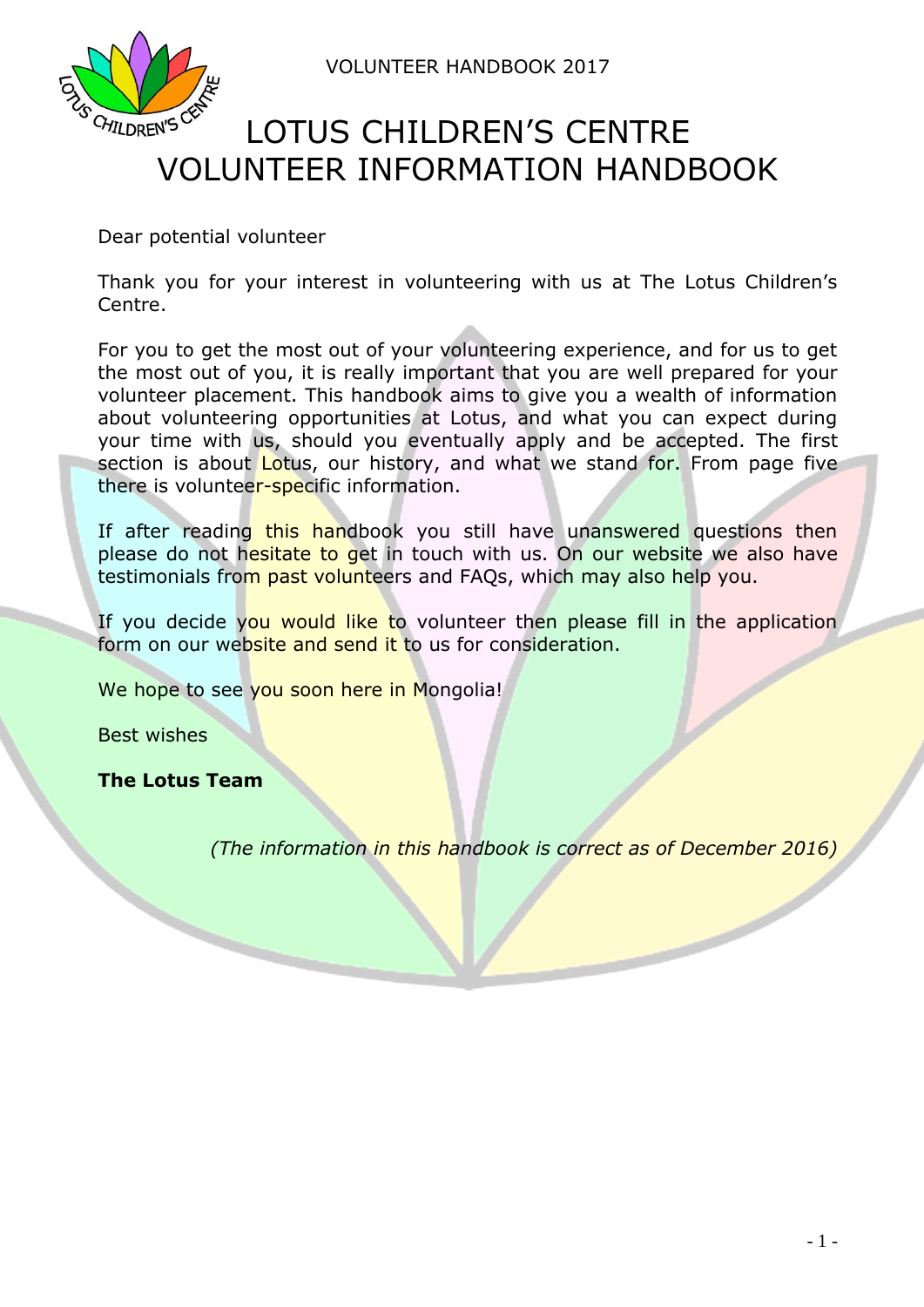# LOTUS CHILDREN'S CENTRE VOLUNTEER INFORMATION HANDBOOK

Dear potential volunteer

Thank you for your interest in volunteering with us at The Lotus Children's Centre.

For you to get the most out of your volunteering experience, and for us to get the most out of you, it is really important that you are well prepared for your volunteer placement. This handbook aims to give you a wealth of information about volunteering opportunities at Lotus, and what you can expect during your time with us, should you eventually apply and be accepted. The first section is about Lotus, our history, and what we stand for. From page five there is volunteer-specific information.

If after reading this handbook you still have unanswered questions then please do not hesitate to get in touch with us. On our website we also have testimonials from past volunteers and FAQs, which may also help you.

If you decide you would like to volunteer then please fill in the application form on our website and send it to us for consideration.

We hope to see you soon here in Mongolia!

Best wishes

**The Lotus Team**

*(The information in this handbook is correct as of December 2016)*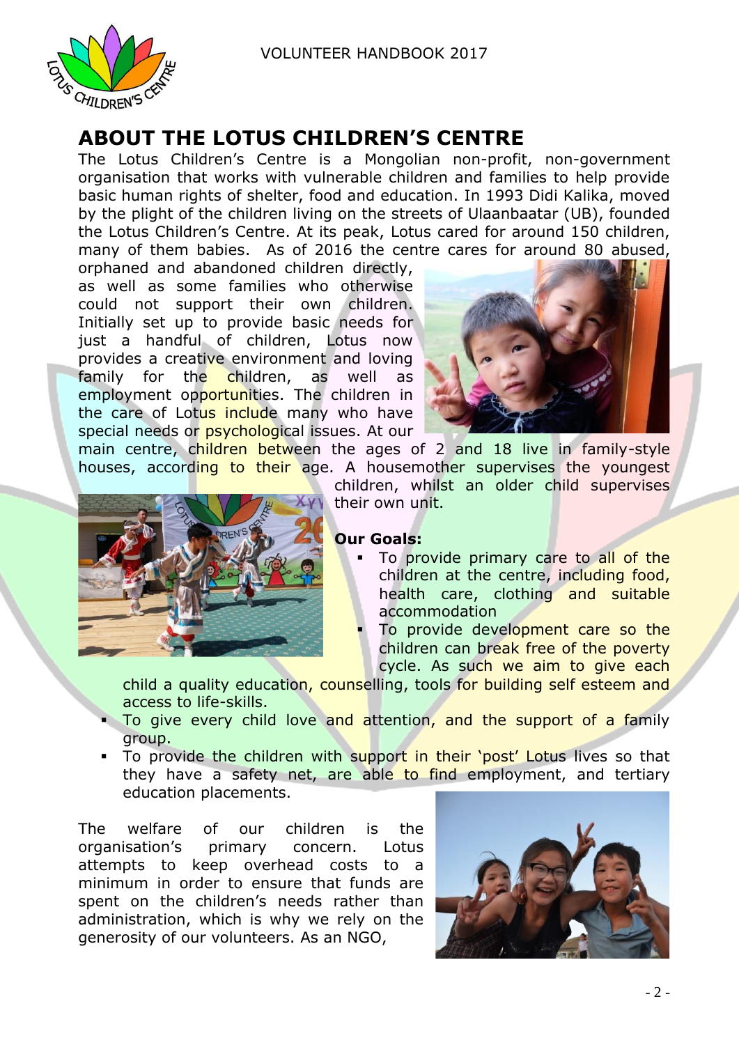# ABOUT THE LOTUS CHILDREN'S CENTRE

The Lotus Children's Centre is a Mongolian non-profit, non-government organisation that works with vulnerable children and families to help provide basic human rights of shelter, food and education. In 1993 Didi Kalika, moved by the plight of the children living on the streets of Ulaanbaatar (UB), founded the Lotus Children's Centre. At its peak, Lotus cared for around 150 children, many of them babies. As of 2016 the centre cares for around 80 abused, orphaned and abandoned children directly, as well as some families who otherwise could not support their own children. Initially set up to provide basic needs for just a handful of children, Lotus now provides a creative environment and loving family for the children, as well as employment opportunities. The children in the care of Lotus include many who have special needs or psychological issues. At our main centre, children between the ages of 2 and 18 live in family-style houses, according to their age. A housemother supervises the youngest children, whilst an older child supervises their own unit.

**Our Goals:**

- To provide primary care to all of the children at the centre, including food, health care, clothing and suitable accommodation
- To provide development care so the children can break free of the poverty cycle. As such we aim to give each child a quality education, counselling, tools for building self esteem and access to life-skills.
- To give every child love and attention, and the support of a family group.
- To provide the children with support in their 'post' Lotus lives so that they have a safety net, are able to find employment, and tertiary education placements.

The welfare of our children is the organisation's primary concern. Lotus attempts to keep overhead costs to a minimum in order to ensure that funds are spent on the children's needs rather than administration, which is why we rely on the generosity of our volunteers. As an NGO,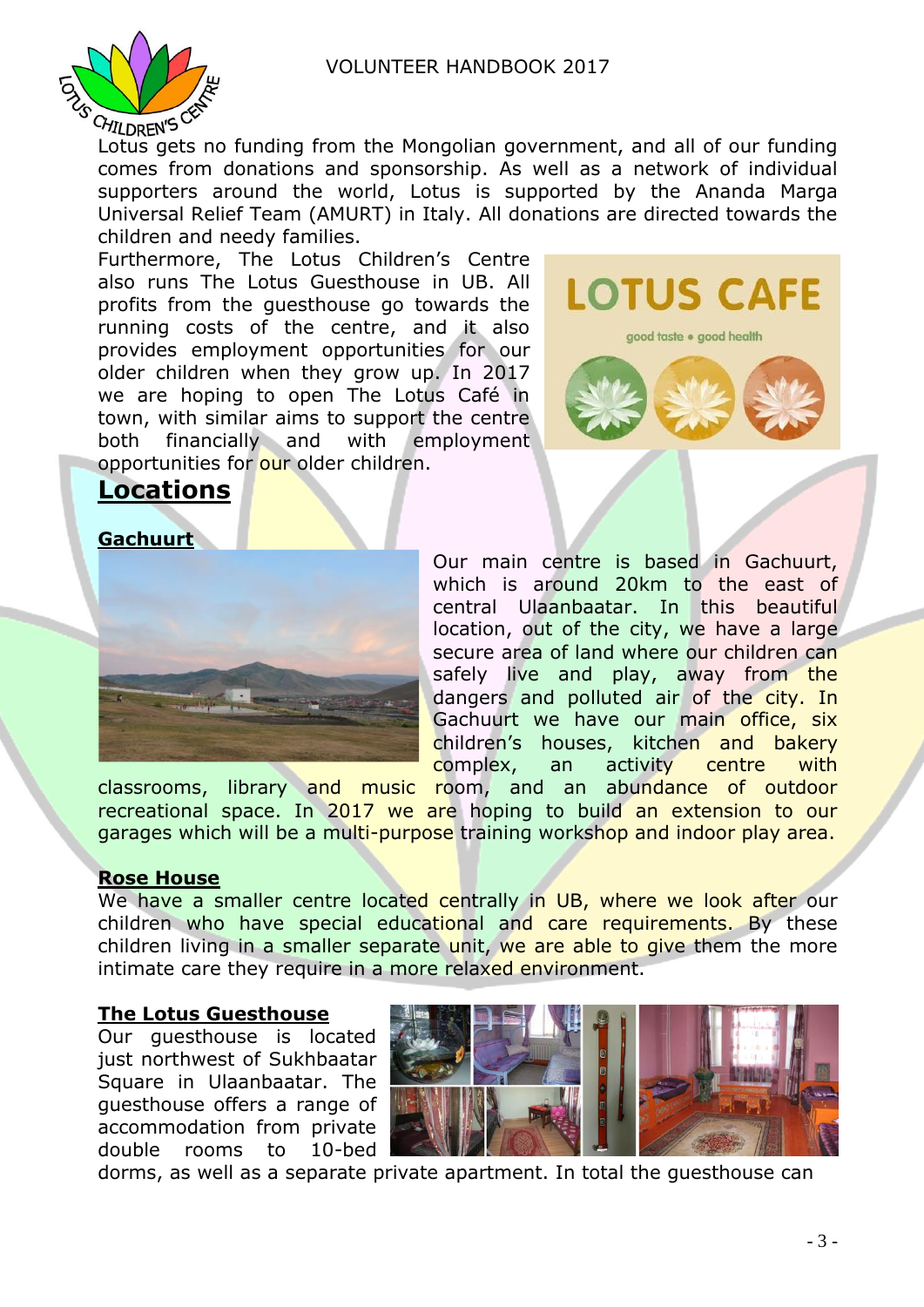Lotus gets no funding from the Mongolian government, and all of our funding comes from donations and sponsorship. As well as a network of individual supporters around the world, Lotus is supported by the Ananda Marga Universal Relief Team (AMURT) in Italy. All donations are directed towards the children and needy families.

Furthermore, The Lotus Children's Centre also runs The Lotus Guesthouse in UB. All profits from the guesthouse go towards the running costs of the centre, and it also provides employment opportunities for our older children when they grow up. In 2017 we are hoping to open The Lotus Café in town, with similar aims to support the centre both financially and with employment opportunities for our older children.

## Locations

### Gachuurt

Our main centre is based in Gachuurt, which is around 20km to the east of central Ulaanbaatar. In this beautiful location, out of the city, we have a large secure area of land where our children can safely live and play, away from the dangers and polluted air of the city. In Gachuurt we have our main office, six children's houses, kitchen and bakery complex, an activity centre with classrooms, library and music room, and an abundance of outdoor recreational space. In 2017 we are hoping to build an extension to our garages which will be a multi-purpose training workshop and indoor play area.

### Rose House

We have a smaller centre located centrally in UB, where we look after our children who have special educational and care requirements. By these children living in a smaller separate unit, we are able to give them the more intimate care they require in a more relaxed environment.

### The Lotus Guesthouse

Our guesthouse is located just northwest of Sukhbaatar Square in Ulaanbaatar. The guesthouse offers a range of accommodation from private double rooms to 10-bed dorms, as well as a separate private apartment. In total the guesthouse can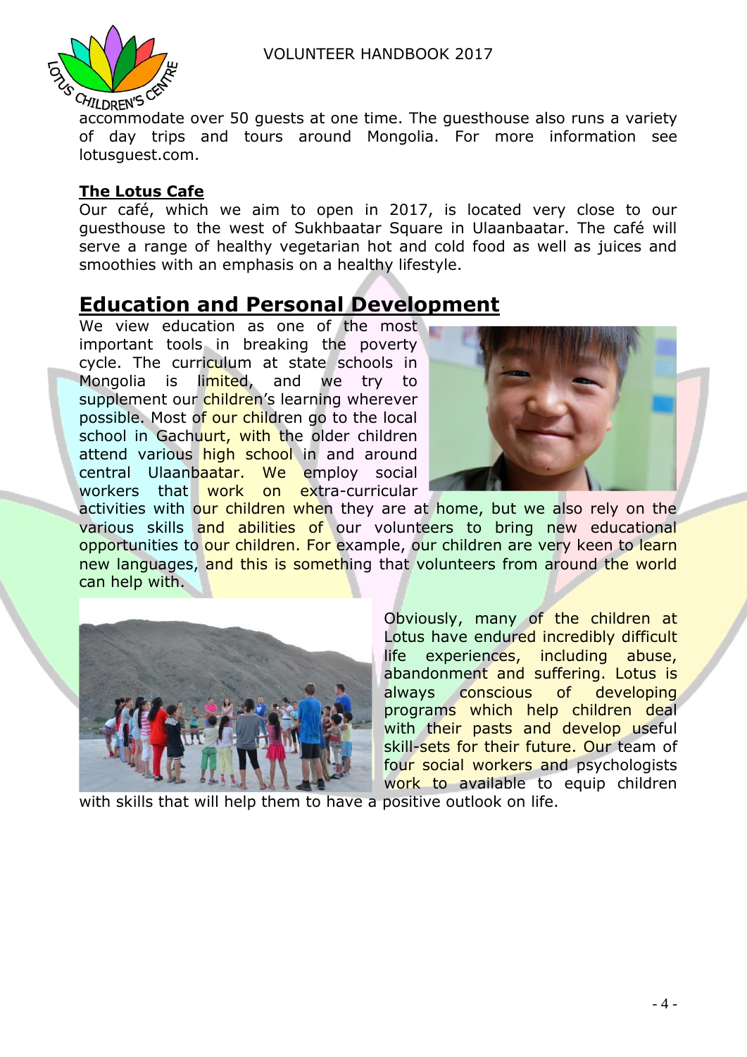accommodate over 50 guests at one time. The guesthouse also runs a variety of day trips and tours around Mongolia. For more information see lotusguest.com.

**The Lotus Cafe**

Our café, which we aim to open in 2017, is located very close to our guesthouse to the west of Sukhbaatar Square in Ulaanbaatar. The café will serve a range of healthy vegetarian hot and cold food as well as juices and smoothies with an emphasis on a healthy lifestyle.

## Education and Personal Development

We view education as one of the most important tools in breaking the poverty cycle. The curriculum at state schools in Mongolia is limited, and we try to supplement our children's learning wherever possible. Most of our children go to the local school in Gachuurt, with the older children attend various high school in and around central Ulaanbaatar. We employ social workers that work on extra-curricular activities with our children when they are at home, but we also rely on the various skills and abilities of our volunteers to bring new educational opportunities to our children. For example, our children are very keen to learn new languages, and this is something that volunteers from around the world can help with.

Obviously, many of the children at Lotus have endured incredibly difficult life experiences, including abuse, abandonment and suffering. Lotus is always conscious of developing programs which help children deal with their pasts and develop useful skill-sets for their future. Our team of four social workers and psychologists work to available to equip children with skills that will help them to have a positive outlook on life.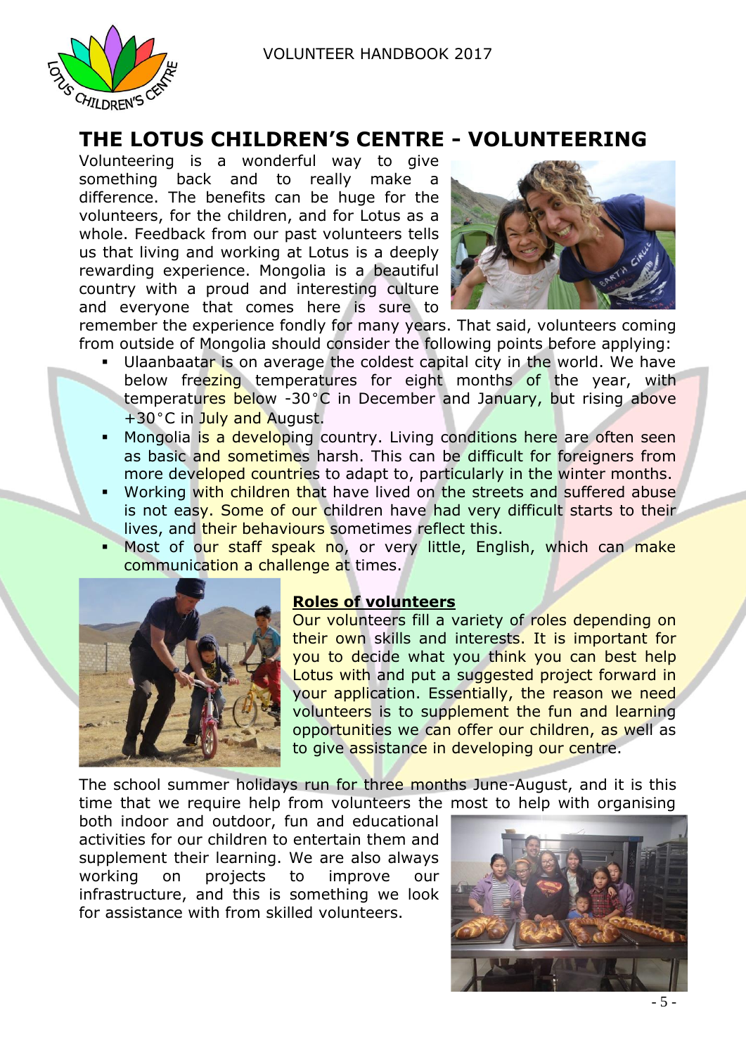# THE LOTUS CHILDREN'S CENTRE - VOLUNTEERING

Volunteering is a wonderful way to give something back and to really make a difference. The benefits can be huge for the volunteers, for the children, and for Lotus as a whole. Feedback from our past volunteers tells us that living and working at Lotus is a deeply rewarding experience. Mongolia is a beautiful country with a proud and interesting culture and everyone that comes here is sure to remember the experience fondly for many years. That said, volunteers coming from outside of Mongolia should consider the following points before applying:

- Ulaanbaatar is on average the coldest capital city in the world. We have below freezing temperatures for eight months of the year, with temperatures below -30°C in December and January, but rising above +30°C in July and August.
- Mongolia is a developing country. Living conditions here are often seen as basic and sometimes harsh. This can be difficult for foreigners from more developed countries to adapt to, particularly in the winter months.
- Working with children that have lived on the streets and suffered abuse is not easy. Some of our children have had very difficult starts to their lives, and their behaviours sometimes reflect this.
- Most of our staff speak no, or very little, English, which can make communication a challenge at times.

## Roles of volunteers

Our volunteers fill a variety of roles depending on their own skills and interests. It is important for you to decide what you think you can best help Lotus with and put a suggested project forward in your application. Essentially, the reason we need volunteers is to supplement the fun and learning opportunities we can offer our children, as well as to give assistance in developing our centre.

The school summer holidays run for three months June-August, and it is this time that we require help from volunteers the most to help with organising both indoor and outdoor, fun and educational activities for our children to entertain them and supplement their learning. We are also always working on projects to improve our infrastructure, and this is something we look for assistance with from skilled volunteers.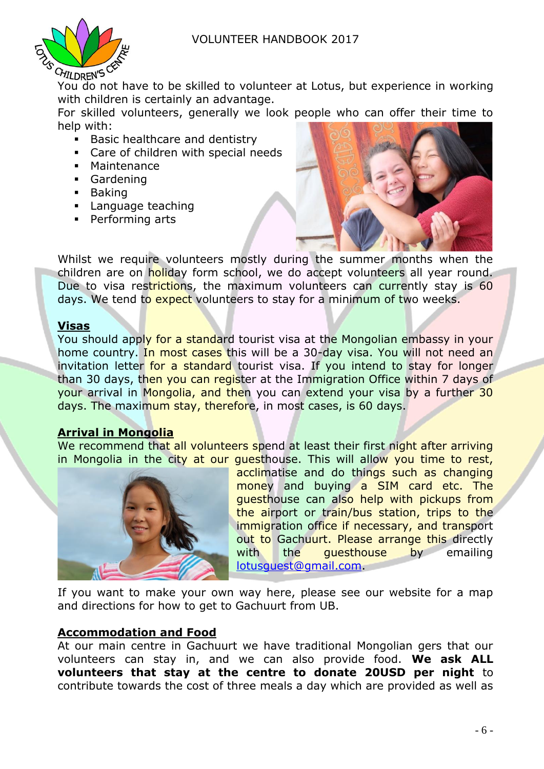You do not have to be skilled to volunteer at Lotus, but experience in working with children is certainly an advantage.

For skilled volunteers, generally we look people who can offer their time to help with:

- Basic healthcare and dentistry
- Care of children with special needs
- Maintenance
- Gardening
- Baking
- Language teaching
- Performing arts

Whilst we require volunteers mostly during the summer months when the children are on holiday form school, we do accept volunteers all year round. Due to visa restrictions, the maximum volunteers can currently stay is 60 days. We tend to expect volunteers to stay for a minimum of two weeks.

## Visas

You should apply for a standard tourist visa at the Mongolian embassy in your home country. In most cases this will be a 30-day visa. You will not need an invitation letter for a standard tourist visa. If you intend to stay for longer than 30 days, then you can register at the Immigration Office within 7 days of your arrival in Mongolia, and then you can extend your visa by a further 30 days. The maximum stay, therefore, in most cases, is 60 days.

## Arrival in Mongolia

We recommend that all volunteers spend at least their first night after arriving in Mongolia in the city at our guesthouse. This will allow you time to rest, acclimatise and do things such as changing money and buying a SIM card etc. The guesthouse can also help with pickups from the airport or train/bus station, trips to the immigration office if necessary, and transport out to Gachuurt. Please arrange this directly with the guesthouse by emailing lotusguest@gmail.com.

If you want to make your own way here, please see our website for a map and directions for how to get to Gachuurt from UB.

## Accommodation and Food

At our main centre in Gachuurt we have traditional Mongolian gers that our volunteers can stay in, and we can also provide food. **We ask ALL volunteers that stay at the centre to donate 20USD per night** to contribute towards the cost of three meals a day which are provided as well as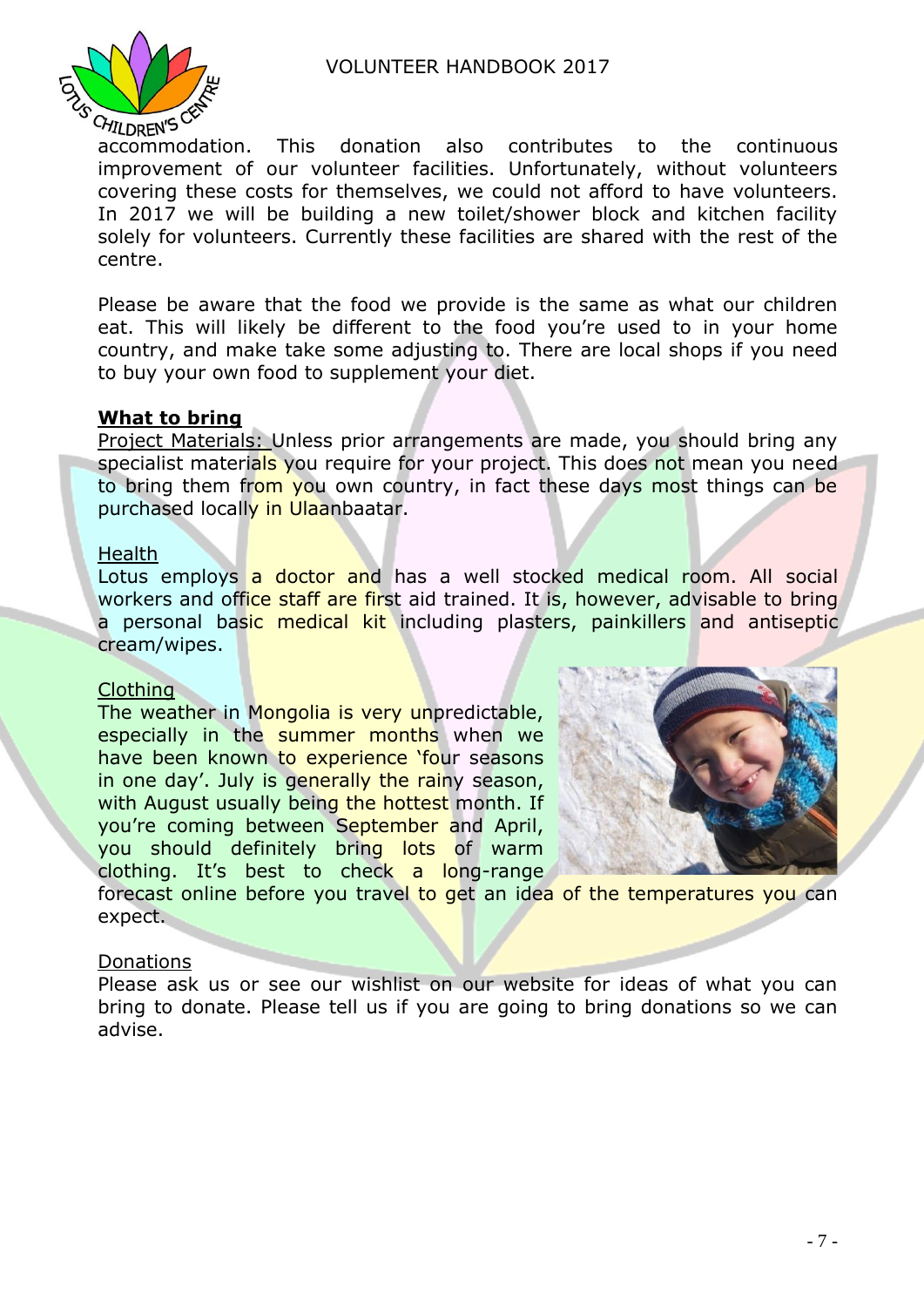accommodation. This donation also contributes to the continuous improvement of our volunteer facilities. Unfortunately, without volunteers covering these costs for themselves, we could not afford to have volunteers. In 2017 we will be building a new toilet/shower block and kitchen facility solely for volunteers. Currently these facilities are shared with the rest of the centre.

Please be aware that the food we provide is the same as what our children eat. This will likely be different to the food you're used to in your home country, and make take some adjusting to. There are local shops if you need to buy your own food to supplement your diet.

## What to bring

Project Materials: Unless prior arrangements are made, you should bring any specialist materials you require for your project. This does not mean you need to bring them from you own country, in fact these days most things can be purchased locally in Ulaanbaatar.

Health

Lotus employs a doctor and has a well stocked medical room. All social workers and office staff are first aid trained. It is, however, advisable to bring a personal basic medical kit including plasters, painkillers and antiseptic cream/wipes.

Clothing

The weather in Mongolia is very unpredictable, especially in the summer months when we have been known to experience 'four seasons in one day'. July is generally the rainy season, with August usually being the hottest month. If you're coming between September and April, you should definitely bring lots of warm clothing. It's best to check a long-range forecast online before you travel to get an idea of the temperatures you can expect.

Donations

Please ask us or see our wishlist on our website for ideas of what you can bring to donate. Please tell us if you are going to bring donations so we can advise.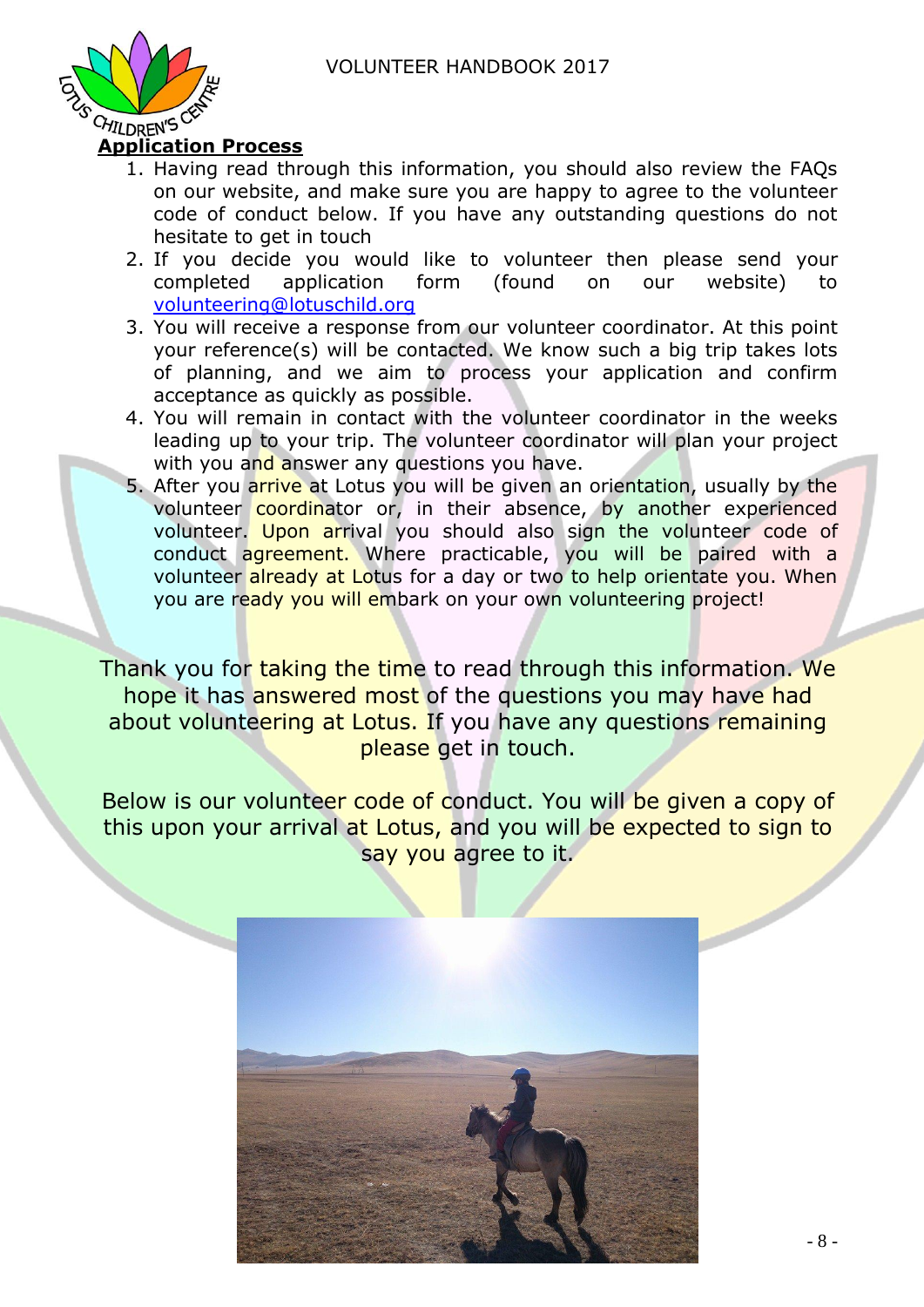## Application Process

1. Having read through this information, you should also review the FAQs on our website, and make sure you are happy to agree to the volunteer code of conduct below. If you have any outstanding questions do not hesitate to get in touch
2. If you decide you would like to volunteer then please send your completed application form (found on our website) to volunteering@lotuschild.org
3. You will receive a response from our volunteer coordinator. At this point your reference(s) will be contacted. We know such a big trip takes lots of planning, and we aim to process your application and confirm acceptance as quickly as possible.
4. You will remain in contact with the volunteer coordinator in the weeks leading up to your trip. The volunteer coordinator will plan your project with you and answer any questions you have.
5. After you arrive at Lotus you will be given an orientation, usually by the volunteer coordinator or, in their absence, by another experienced volunteer. Upon arrival you should also sign the volunteer code of conduct agreement. Where practicable, you will be paired with a volunteer already at Lotus for a day or two to help orientate you. When you are ready you will embark on your own volunteering project!

Thank you for taking the time to read through this information. We hope it has answered most of the questions you may have had about volunteering at Lotus. If you have any questions remaining please get in touch.

Below is our volunteer code of conduct. You will be given a copy of this upon your arrival at Lotus, and you will be expected to sign to say you agree to it.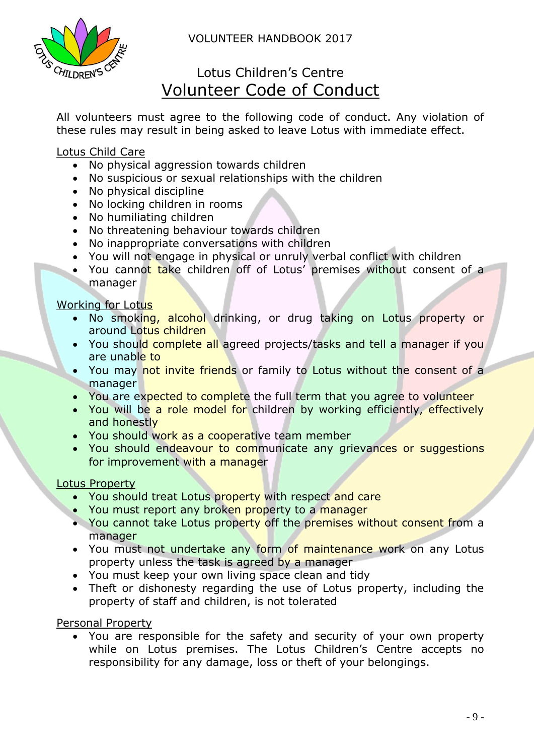# Lotus Children's Centre

## Volunteer Code of Conduct

All volunteers must agree to the following code of conduct. Any violation of these rules may result in being asked to leave Lotus with immediate effect.

### Lotus Child Care

- No physical aggression towards children
- No suspicious or sexual relationships with the children
- No physical discipline
- No locking children in rooms
- No humiliating children
- No threatening behaviour towards children
- No inappropriate conversations with children
- You will not engage in physical or unruly verbal conflict with children
- You cannot take children off of Lotus' premises without consent of a manager

### Working for Lotus

- No smoking, alcohol drinking, or drug taking on Lotus property or around Lotus children
- You should complete all agreed projects/tasks and tell a manager if you are unable to
- You may not invite friends or family to Lotus without the consent of a manager
- You are expected to complete the full term that you agree to volunteer
- You will be a role model for children by working efficiently, effectively and honestly
- You should work as a cooperative team member
- You should endeavour to communicate any grievances or suggestions for improvement with a manager

### Lotus Property

- You should treat Lotus property with respect and care
- You must report any broken property to a manager
- You cannot take Lotus property off the premises without consent from a manager
- You must not undertake any form of maintenance work on any Lotus property unless the task is agreed by a manager
- You must keep your own living space clean and tidy
- Theft or dishonesty regarding the use of Lotus property, including the property of staff and children, is not tolerated

### Personal Property

- You are responsible for the safety and security of your own property while on Lotus premises. The Lotus Children's Centre accepts no responsibility for any damage, loss or theft of your belongings.